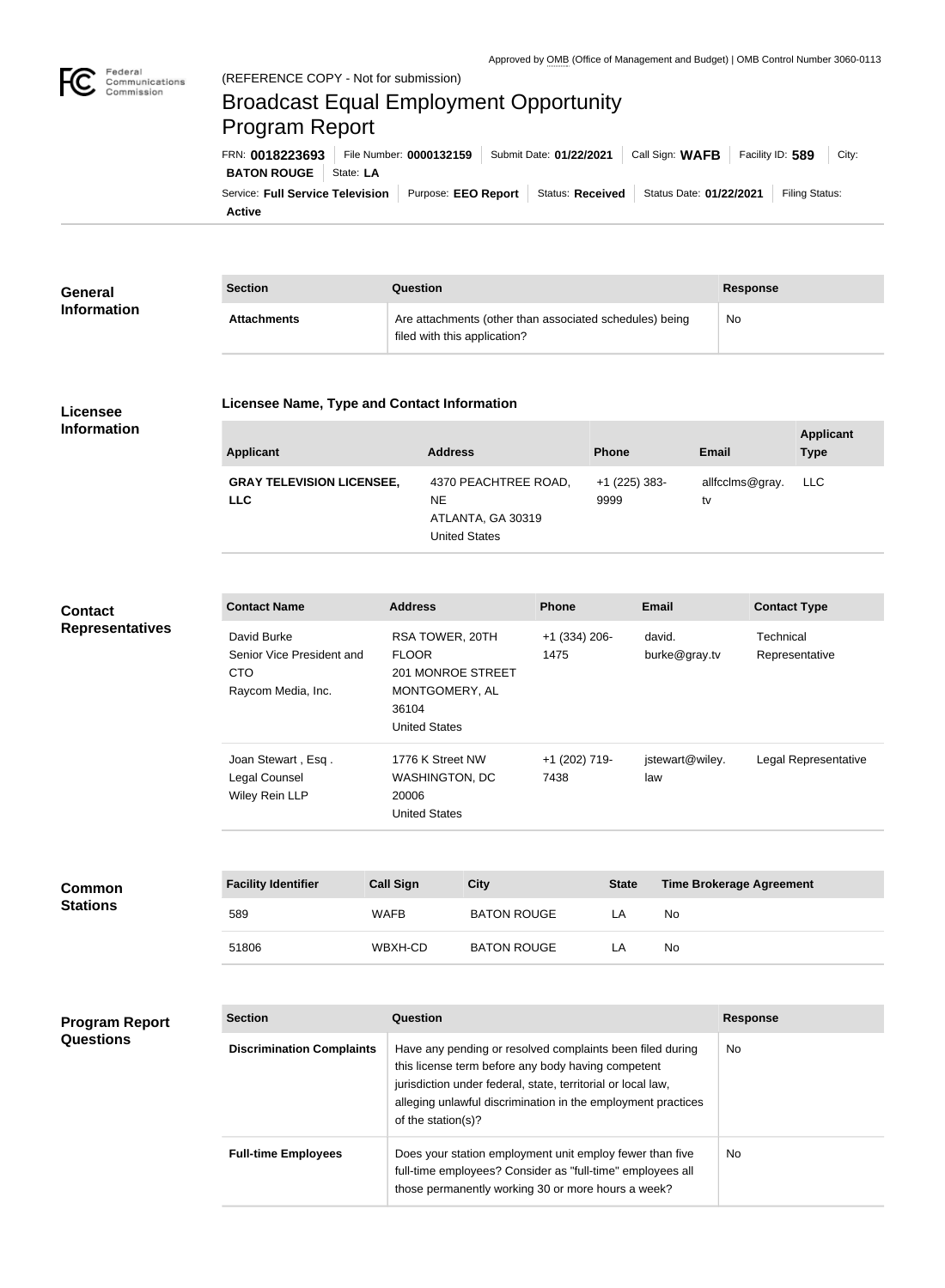Approved by OMB (Office of Management and Budget) | OMB Control Number 3060-0113

(REFERENCE COPY - Not for submission)

# Broadcast Equal Employment Opportunity Program Report

FRN: **0018223693** | File Number: **0000132159** | Submit Date: **01/22/2021** | Call Sign: **WAFB** | Facility ID: **589** | City: **BATON ROUGE** | State: **LA**

Service: **Full Service Television** | Purpose: **EEO Report** | Status: **Received** | Status Date: **01/22/2021** | Filing Status: **Active**

## General Information

| Section | Question | Response |
|---|---|---|
| **Attachments** | Are attachments (other than associated schedules) being filed with this application? | No |

## Licensee Information

### Licensee Name, Type and Contact Information

| Applicant | Address | Phone | Email | Applicant Type |
|---|---|---|---|---|
| **GRAY TELEVISION LICENSEE, LLC** | 4370 PEACHTREE ROAD, NE<br>ATLANTA, GA 30319<br>United States | +1 (225) 383-9999 | allfcclms@gray.tv | LLC |

## Contact Representatives

| Contact Name | Address | Phone | Email | Contact Type |
|---|---|---|---|---|
| David Burke<br>Senior Vice President and CTO<br>Raycom Media, Inc. | RSA TOWER, 20TH FLOOR<br>201 MONROE STREET<br>MONTGOMERY, AL 36104<br>United States | +1 (334) 206-1475 | david.burke@gray.tv | Technical Representative |
| Joan Stewart , Esq .<br>Legal Counsel<br>Wiley Rein LLP | 1776 K Street NW<br>WASHINGTON, DC 20006<br>United States | +1 (202) 719-7438 | jstewart@wiley.law | Legal Representative |

## Common Stations

| Facility Identifier | Call Sign | City | State | Time Brokerage Agreement |
|---|---|---|---|---|
| 589 | WAFB | BATON ROUGE | LA | No |
| 51806 | WBXH-CD | BATON ROUGE | LA | No |

## Program Report Questions

| Section | Question | Response |
|---|---|---|
| **Discrimination Complaints** | Have any pending or resolved complaints been filed during this license term before any body having competent jurisdiction under federal, state, territorial or local law, alleging unlawful discrimination in the employment practices of the station(s)? | No |
| **Full-time Employees** | Does your station employment unit employ fewer than five full-time employees? Consider as "full-time" employees all those permanently working 30 or more hours a week? | No |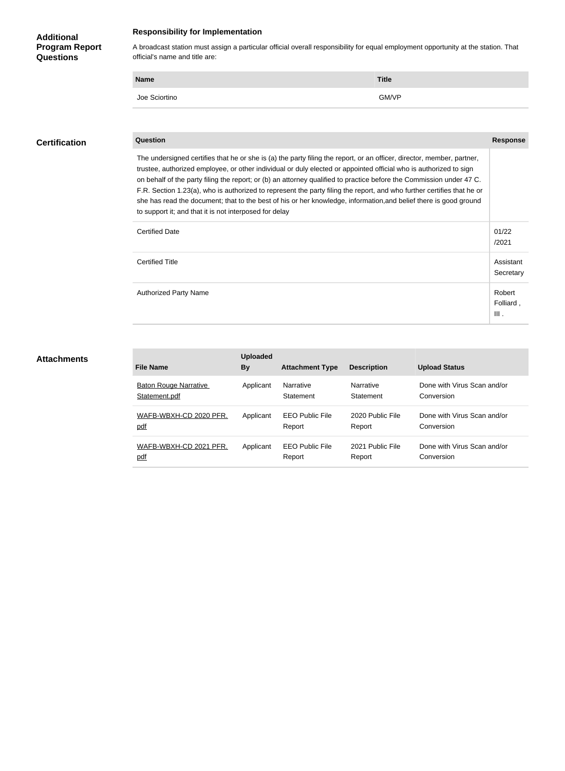## Additional Program Report Questions

### Responsibility for Implementation

A broadcast station must assign a particular official overall responsibility for equal employment opportunity at the station. That official's name and title are:

| Name | Title |
|---|---|
| Joe Sciortino | GM/VP |

## Certification

| Question | Response |
|---|---|
| The undersigned certifies that he or she is (a) the party filing the report, or an officer, director, member, partner, trustee, authorized employee, or other individual or duly elected or appointed official who is authorized to sign on behalf of the party filing the report; or (b) an attorney qualified to practice before the Commission under 47 C.F.R. Section 1.23(a), who is authorized to represent the party filing the report, and who further certifies that he or she has read the document; that to the best of his or her knowledge, information,and belief there is good ground to support it; and that it is not interposed for delay | |
| Certified Date | 01/22/2021 |
| Certified Title | Assistant Secretary |
| Authorized Party Name | Robert Folliard , III . |

## Attachments

| File Name | Uploaded By | Attachment Type | Description | Upload Status |
|---|---|---|---|---|
| Baton Rouge Narrative Statement.pdf | Applicant | Narrative Statement | Narrative Statement | Done with Virus Scan and/or Conversion |
| WAFB-WBXH-CD 2020 PFR.pdf | Applicant | EEO Public File Report | 2020 Public File Report | Done with Virus Scan and/or Conversion |
| WAFB-WBXH-CD 2021 PFR.pdf | Applicant | EEO Public File Report | 2021 Public File Report | Done with Virus Scan and/or Conversion |